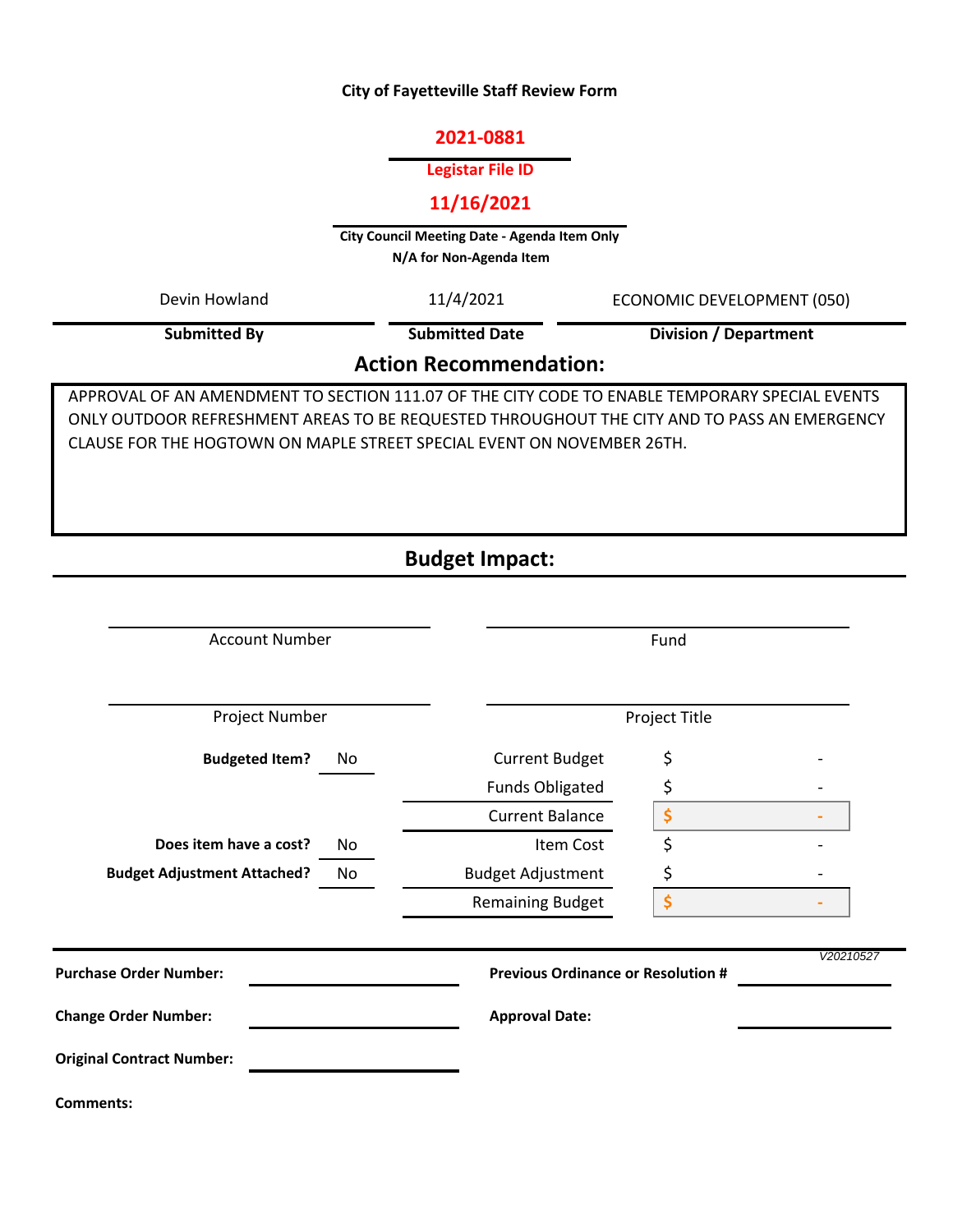**City of Fayetteville Staff Review Form**

**2021-0881**

**Legistar File ID**

**11/16/2021**

**City Council Meeting Date - Agenda Item Only**
**N/A for Non-Agenda Item**

| Submitted By | Submitted Date | Division / Department |
|---|---|---|
| Devin Howland | 11/4/2021 | ECONOMIC DEVELOPMENT (050) |

## Action Recommendation:

APPROVAL OF AN AMENDMENT TO SECTION 111.07 OF THE CITY CODE TO ENABLE TEMPORARY SPECIAL EVENTS ONLY OUTDOOR REFRESHMENT AREAS TO BE REQUESTED THROUGHOUT THE CITY AND TO PASS AN EMERGENCY CLAUSE FOR THE HOGTOWN ON MAPLE STREET SPECIAL EVENT ON NOVEMBER 26TH.

## Budget Impact:

Account Number: 

Fund: 

Project Number: 

Project Title: 

| | | | |
|---|---|---|---|
| **Budgeted Item?** | No | Current Budget | $ - |
| | | Funds Obligated | $ - |
| | | Current Balance | $ - |
| **Does item have a cost?** | No | Item Cost | $ - |
| **Budget Adjustment Attached?** | No | Budget Adjustment | $ - |
| | | Remaining Budget | $ - |

*V20210527*

**Purchase Order Number:** 

**Previous Ordinance or Resolution #** 

**Change Order Number:** 

**Approval Date:** 

**Original Contract Number:** 

**Comments:**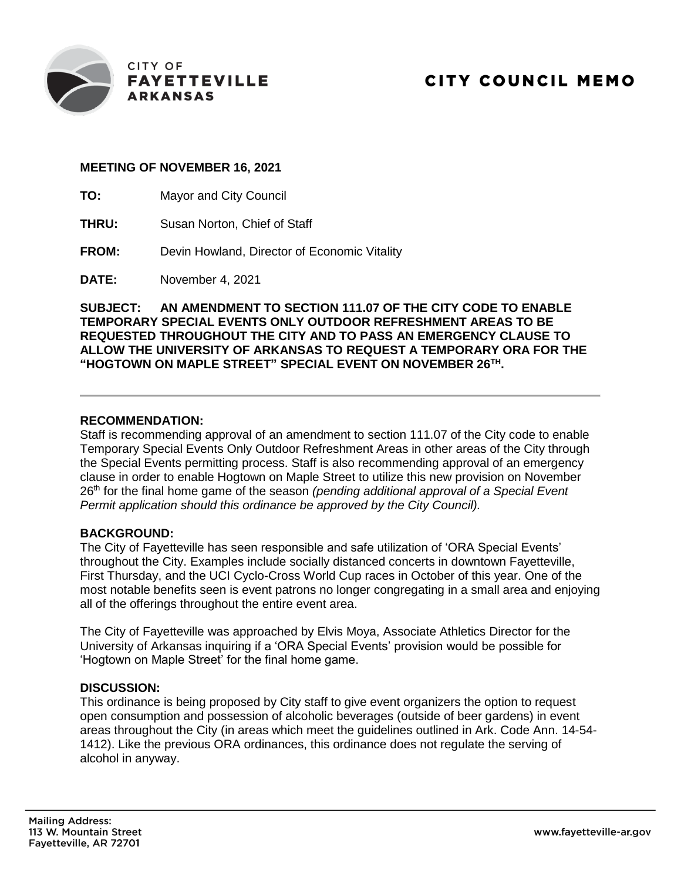CITY OF
**FAYETTEVILLE**
**ARKANSAS**

# CITY COUNCIL MEMO

**MEETING OF NOVEMBER 16, 2021**

**TO:** Mayor and City Council

**THRU:** Susan Norton, Chief of Staff

**FROM:** Devin Howland, Director of Economic Vitality

**DATE:** November 4, 2021

**SUBJECT: AN AMENDMENT TO SECTION 111.07 OF THE CITY CODE TO ENABLE TEMPORARY SPECIAL EVENTS ONLY OUTDOOR REFRESHMENT AREAS TO BE REQUESTED THROUGHOUT THE CITY AND TO PASS AN EMERGENCY CLAUSE TO ALLOW THE UNIVERSITY OF ARKANSAS TO REQUEST A TEMPORARY ORA FOR THE "HOGTOWN ON MAPLE STREET" SPECIAL EVENT ON NOVEMBER 26TH.**

---

**RECOMMENDATION:**

Staff is recommending approval of an amendment to section 111.07 of the City code to enable Temporary Special Events Only Outdoor Refreshment Areas in other areas of the City through the Special Events permitting process. Staff is also recommending approval of an emergency clause in order to enable Hogtown on Maple Street to utilize this new provision on November 26th for the final home game of the season *(pending additional approval of a Special Event Permit application should this ordinance be approved by the City Council).*

**BACKGROUND:**

The City of Fayetteville has seen responsible and safe utilization of 'ORA Special Events' throughout the City. Examples include socially distanced concerts in downtown Fayetteville, First Thursday, and the UCI Cyclo-Cross World Cup races in October of this year. One of the most notable benefits seen is event patrons no longer congregating in a small area and enjoying all of the offerings throughout the entire event area.

The City of Fayetteville was approached by Elvis Moya, Associate Athletics Director for the University of Arkansas inquiring if a 'ORA Special Events' provision would be possible for 'Hogtown on Maple Street' for the final home game.

**DISCUSSION:**

This ordinance is being proposed by City staff to give event organizers the option to request open consumption and possession of alcoholic beverages (outside of beer gardens) in event areas throughout the City (in areas which meet the guidelines outlined in Ark. Code Ann. 14-54-1412). Like the previous ORA ordinances, this ordinance does not regulate the serving of alcohol in anyway.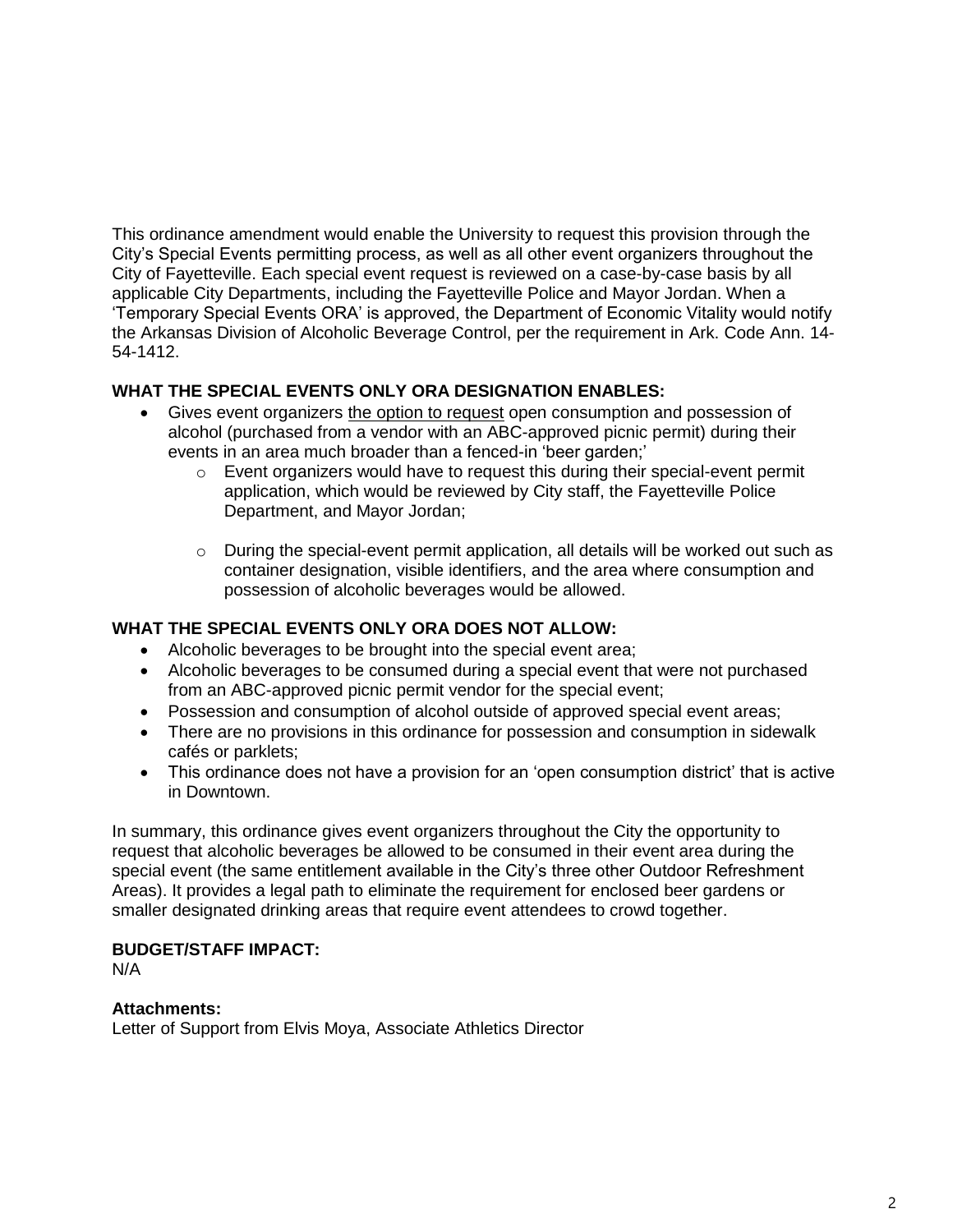This ordinance amendment would enable the University to request this provision through the City's Special Events permitting process, as well as all other event organizers throughout the City of Fayetteville. Each special event request is reviewed on a case-by-case basis by all applicable City Departments, including the Fayetteville Police and Mayor Jordan. When a 'Temporary Special Events ORA' is approved, the Department of Economic Vitality would notify the Arkansas Division of Alcoholic Beverage Control, per the requirement in Ark. Code Ann. 14-54-1412.

**WHAT THE SPECIAL EVENTS ONLY ORA DESIGNATION ENABLES:**

- Gives event organizers <u>the option to request</u> open consumption and possession of alcohol (purchased from a vendor with an ABC-approved picnic permit) during their events in an area much broader than a fenced-in 'beer garden;'
  - Event organizers would have to request this during their special-event permit application, which would be reviewed by City staff, the Fayetteville Police Department, and Mayor Jordan;
  - During the special-event permit application, all details will be worked out such as container designation, visible identifiers, and the area where consumption and possession of alcoholic beverages would be allowed.

**WHAT THE SPECIAL EVENTS ONLY ORA DOES NOT ALLOW:**

- Alcoholic beverages to be brought into the special event area;
- Alcoholic beverages to be consumed during a special event that were not purchased from an ABC-approved picnic permit vendor for the special event;
- Possession and consumption of alcohol outside of approved special event areas;
- There are no provisions in this ordinance for possession and consumption in sidewalk cafés or parklets;
- This ordinance does not have a provision for an 'open consumption district' that is active in Downtown.

In summary, this ordinance gives event organizers throughout the City the opportunity to request that alcoholic beverages be allowed to be consumed in their event area during the special event (the same entitlement available in the City's three other Outdoor Refreshment Areas). It provides a legal path to eliminate the requirement for enclosed beer gardens or smaller designated drinking areas that require event attendees to crowd together.

**BUDGET/STAFF IMPACT:**

N/A

**Attachments:**

Letter of Support from Elvis Moya, Associate Athletics Director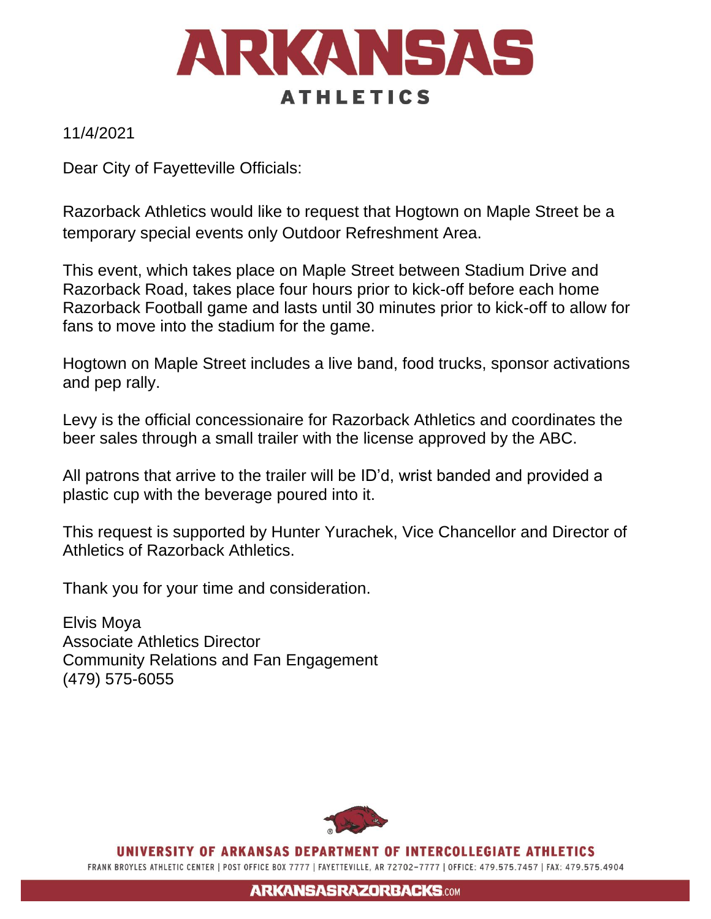# ARKANSAS

## ATHLETICS

11/4/2021

Dear City of Fayetteville Officials:

Razorback Athletics would like to request that Hogtown on Maple Street be a temporary special events only Outdoor Refreshment Area.

This event, which takes place on Maple Street between Stadium Drive and Razorback Road, takes place four hours prior to kick-off before each home Razorback Football game and lasts until 30 minutes prior to kick-off to allow for fans to move into the stadium for the game.

Hogtown on Maple Street includes a live band, food trucks, sponsor activations and pep rally.

Levy is the official concessionaire for Razorback Athletics and coordinates the beer sales through a small trailer with the license approved by the ABC.

All patrons that arrive to the trailer will be ID'd, wrist banded and provided a plastic cup with the beverage poured into it.

This request is supported by Hunter Yurachek, Vice Chancellor and Director of Athletics of Razorback Athletics.

Thank you for your time and consideration.

Elvis Moya
Associate Athletics Director
Community Relations and Fan Engagement
(479) 575-6055

UNIVERSITY OF ARKANSAS DEPARTMENT OF INTERCOLLEGIATE ATHLETICS

FRANK BROYLES ATHLETIC CENTER | POST OFFICE BOX 7777 | FAYETTEVILLE, AR 72702-7777 | OFFICE: 479.575.7457 | FAX: 479.575.4904

ARKANSASRAZORBACKS.COM